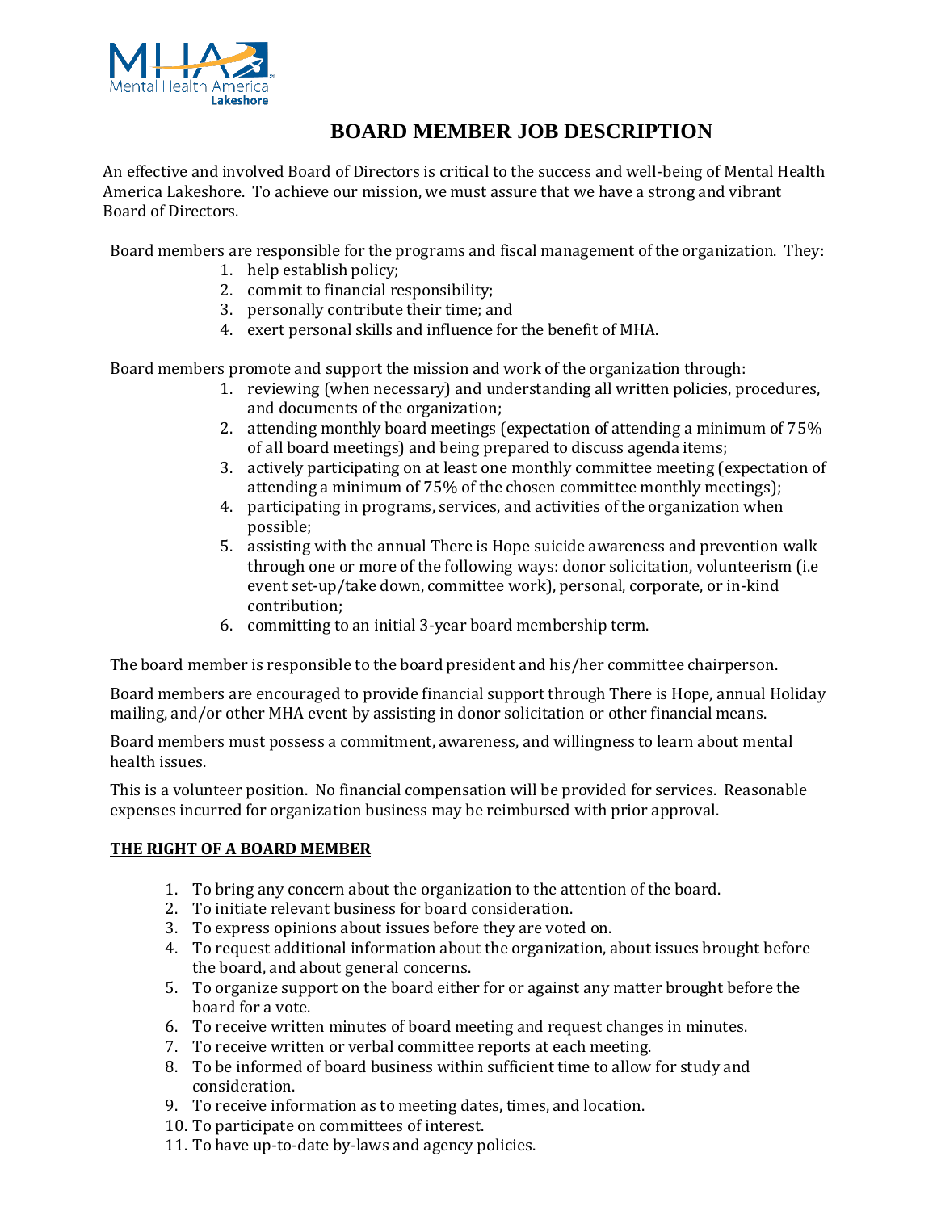# BOARD MEMBER JOB DESCRIPTION

An effective and involved Board of Directors is critical to the success and well-being of Mental Health America Lakeshore. To achieve our mission, we must assure that we have a strong and vibrant Board of Directors.

Board members are responsible for the programs and fiscal management of the organization. They:

1. help establish policy;
2. commit to financial responsibility;
3. personally contribute their time; and
4. exert personal skills and influence for the benefit of MHA.

Board members promote and support the mission and work of the organization through:

1. reviewing (when necessary) and understanding all written policies, procedures, and documents of the organization;
2. attending monthly board meetings (expectation of attending a minimum of 75% of all board meetings) and being prepared to discuss agenda items;
3. actively participating on at least one monthly committee meeting (expectation of attending a minimum of 75% of the chosen committee monthly meetings);
4. participating in programs, services, and activities of the organization when possible;
5. assisting with the annual There is Hope suicide awareness and prevention walk through one or more of the following ways: donor solicitation, volunteerism (i.e event set-up/take down, committee work), personal, corporate, or in-kind contribution;
6. committing to an initial 3-year board membership term.

The board member is responsible to the board president and his/her committee chairperson.

Board members are encouraged to provide financial support through There is Hope, annual Holiday mailing, and/or other MHA event by assisting in donor solicitation or other financial means.

Board members must possess a commitment, awareness, and willingness to learn about mental health issues.

This is a volunteer position. No financial compensation will be provided for services. Reasonable expenses incurred for organization business may be reimbursed with prior approval.

**THE RIGHT OF A BOARD MEMBER**

1. To bring any concern about the organization to the attention of the board.
2. To initiate relevant business for board consideration.
3. To express opinions about issues before they are voted on.
4. To request additional information about the organization, about issues brought before the board, and about general concerns.
5. To organize support on the board either for or against any matter brought before the board for a vote.
6. To receive written minutes of board meeting and request changes in minutes.
7. To receive written or verbal committee reports at each meeting.
8. To be informed of board business within sufficient time to allow for study and consideration.
9. To receive information as to meeting dates, times, and location.
10. To participate on committees of interest.
11. To have up-to-date by-laws and agency policies.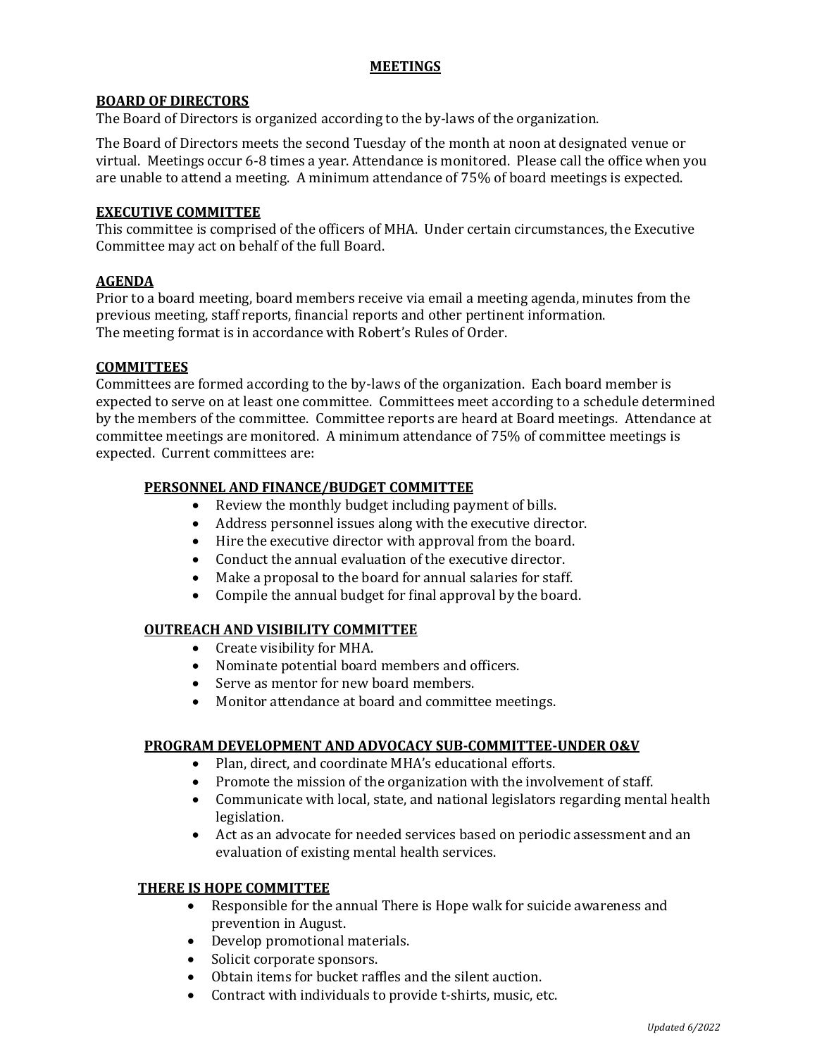# MEETINGS

## BOARD OF DIRECTORS

The Board of Directors is organized according to the by-laws of the organization.

The Board of Directors meets the second Tuesday of the month at noon at designated venue or virtual. Meetings occur 6-8 times a year. Attendance is monitored. Please call the office when you are unable to attend a meeting. A minimum attendance of 75% of board meetings is expected.

## EXECUTIVE COMMITTEE

This committee is comprised of the officers of MHA. Under certain circumstances, the Executive Committee may act on behalf of the full Board.

## AGENDA

Prior to a board meeting, board members receive via email a meeting agenda, minutes from the previous meeting, staff reports, financial reports and other pertinent information.
The meeting format is in accordance with Robert's Rules of Order.

## COMMITTEES

Committees are formed according to the by-laws of the organization. Each board member is expected to serve on at least one committee. Committees meet according to a schedule determined by the members of the committee. Committee reports are heard at Board meetings. Attendance at committee meetings are monitored. A minimum attendance of 75% of committee meetings is expected. Current committees are:

### PERSONNEL AND FINANCE/BUDGET COMMITTEE

- Review the monthly budget including payment of bills.
- Address personnel issues along with the executive director.
- Hire the executive director with approval from the board.
- Conduct the annual evaluation of the executive director.
- Make a proposal to the board for annual salaries for staff.
- Compile the annual budget for final approval by the board.

### OUTREACH AND VISIBILITY COMMITTEE

- Create visibility for MHA.
- Nominate potential board members and officers.
- Serve as mentor for new board members.
- Monitor attendance at board and committee meetings.

### PROGRAM DEVELOPMENT AND ADVOCACY SUB-COMMITTEE-UNDER O&V

- Plan, direct, and coordinate MHA's educational efforts.
- Promote the mission of the organization with the involvement of staff.
- Communicate with local, state, and national legislators regarding mental health legislation.
- Act as an advocate for needed services based on periodic assessment and an evaluation of existing mental health services.

### THERE IS HOPE COMMITTEE

- Responsible for the annual There is Hope walk for suicide awareness and prevention in August.
- Develop promotional materials.
- Solicit corporate sponsors.
- Obtain items for bucket raffles and the silent auction.
- Contract with individuals to provide t-shirts, music, etc.

*Updated 6/2022*